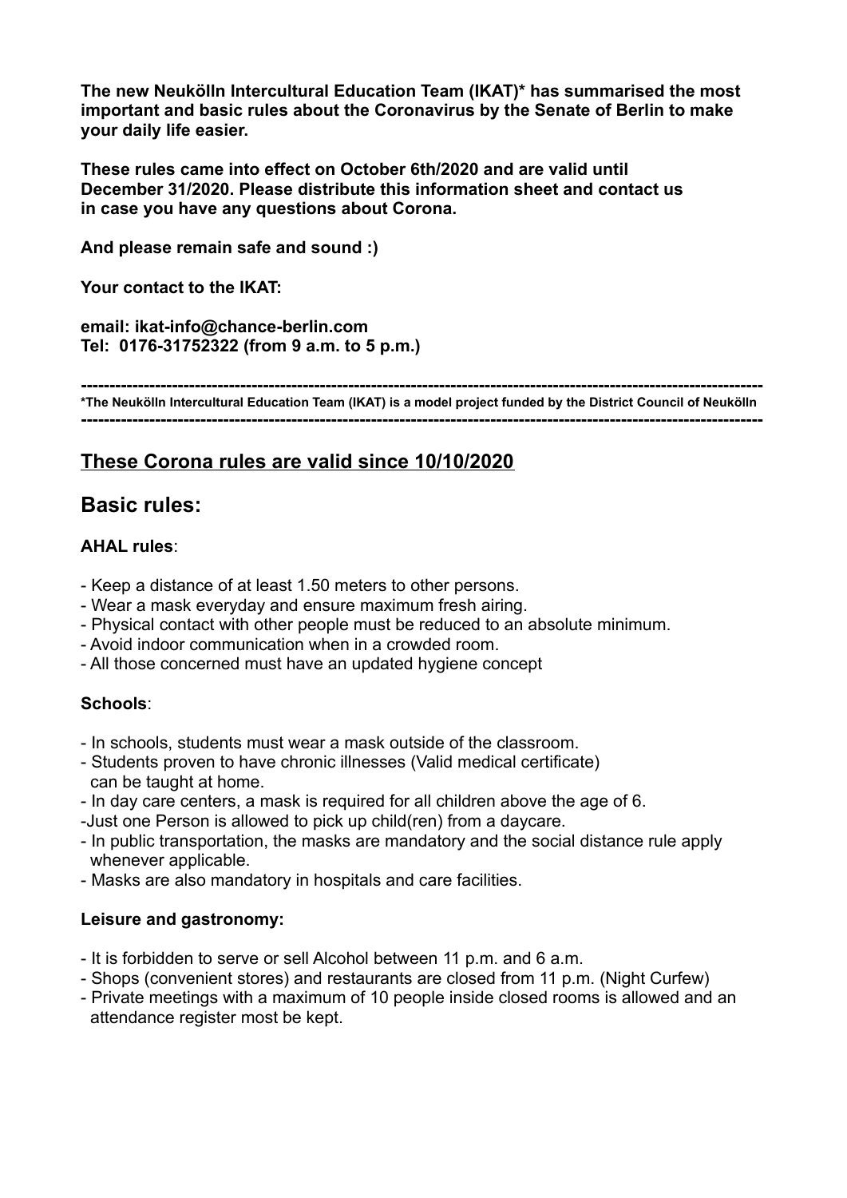**The new Neukölln Intercultural Education Team (IKAT)* has summarised the most important and basic rules about the Coronavirus by the Senate of Berlin to make your daily life easier.**

**These rules came into effect on October 6th/2020 and are valid until December 31/2020. Please distribute this information sheet and contact us in case you have any questions about Corona.**

**And please remain safe and sound :)**

**Your contact to the IKAT:**

**email: ikat-info@chance-berlin.com**
**Tel: 0176-31752322 (from 9 a.m. to 5 p.m.)**

---

***The Neukölln Intercultural Education Team (IKAT) is a model project funded by the District Council of Neukölln**

---

## <u>These Corona rules are valid since 10/10/2020</u>

## Basic rules:

**AHAL rules**:

- Keep a distance of at least 1.50 meters to other persons.
- Wear a mask everyday and ensure maximum fresh airing.
- Physical contact with other people must be reduced to an absolute minimum.
- Avoid indoor communication when in a crowded room.
- All those concerned must have an updated hygiene concept

**Schools**:

- In schools, students must wear a mask outside of the classroom.
- Students proven to have chronic illnesses (Valid medical certificate) can be taught at home.
- In day care centers, a mask is required for all children above the age of 6.
- Just one Person is allowed to pick up child(ren) from a daycare.
- In public transportation, the masks are mandatory and the social distance rule apply whenever applicable.
- Masks are also mandatory in hospitals and care facilities.

**Leisure and gastronomy:**

- It is forbidden to serve or sell Alcohol between 11 p.m. and 6 a.m.
- Shops (convenient stores) and restaurants are closed from 11 p.m. (Night Curfew)
- Private meetings with a maximum of 10 people inside closed rooms is allowed and an attendance register most be kept.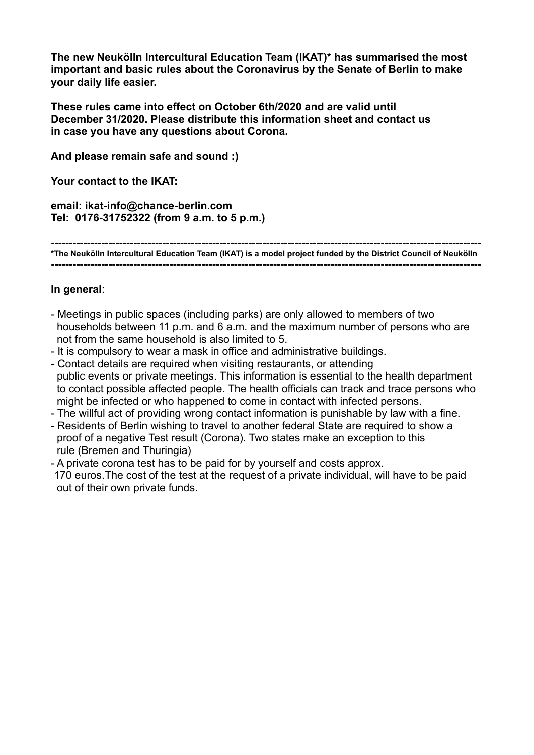**The new Neukölln Intercultural Education Team (IKAT)* has summarised the most important and basic rules about the Coronavirus by the Senate of Berlin to make your daily life easier.**

**These rules came into effect on October 6th/2020 and are valid until December 31/2020. Please distribute this information sheet and contact us in case you have any questions about Corona.**

**And please remain safe and sound :)**

**Your contact to the IKAT:**

**email: ikat-info@chance-berlin.com**
**Tel: 0176-31752322 (from 9 a.m. to 5 p.m.)**

---

***The Neukölln Intercultural Education Team (IKAT) is a model project funded by the District Council of Neukölln**

---

**In general**:

- Meetings in public spaces (including parks) are only allowed to members of two households between 11 p.m. and 6 a.m. and the maximum number of persons who are not from the same household is also limited to 5.
- It is compulsory to wear a mask in office and administrative buildings.
- Contact details are required when visiting restaurants, or attending public events or private meetings. This information is essential to the health department to contact possible affected people. The health officials can track and trace persons who might be infected or who happened to come in contact with infected persons.
- The willful act of providing wrong contact information is punishable by law with a fine.
- Residents of Berlin wishing to travel to another federal State are required to show a proof of a negative Test result (Corona). Two states make an exception to this rule (Bremen and Thuringia)
- A private corona test has to be paid for by yourself and costs approx. 170 euros.The cost of the test at the request of a private individual, will have to be paid out of their own private funds.